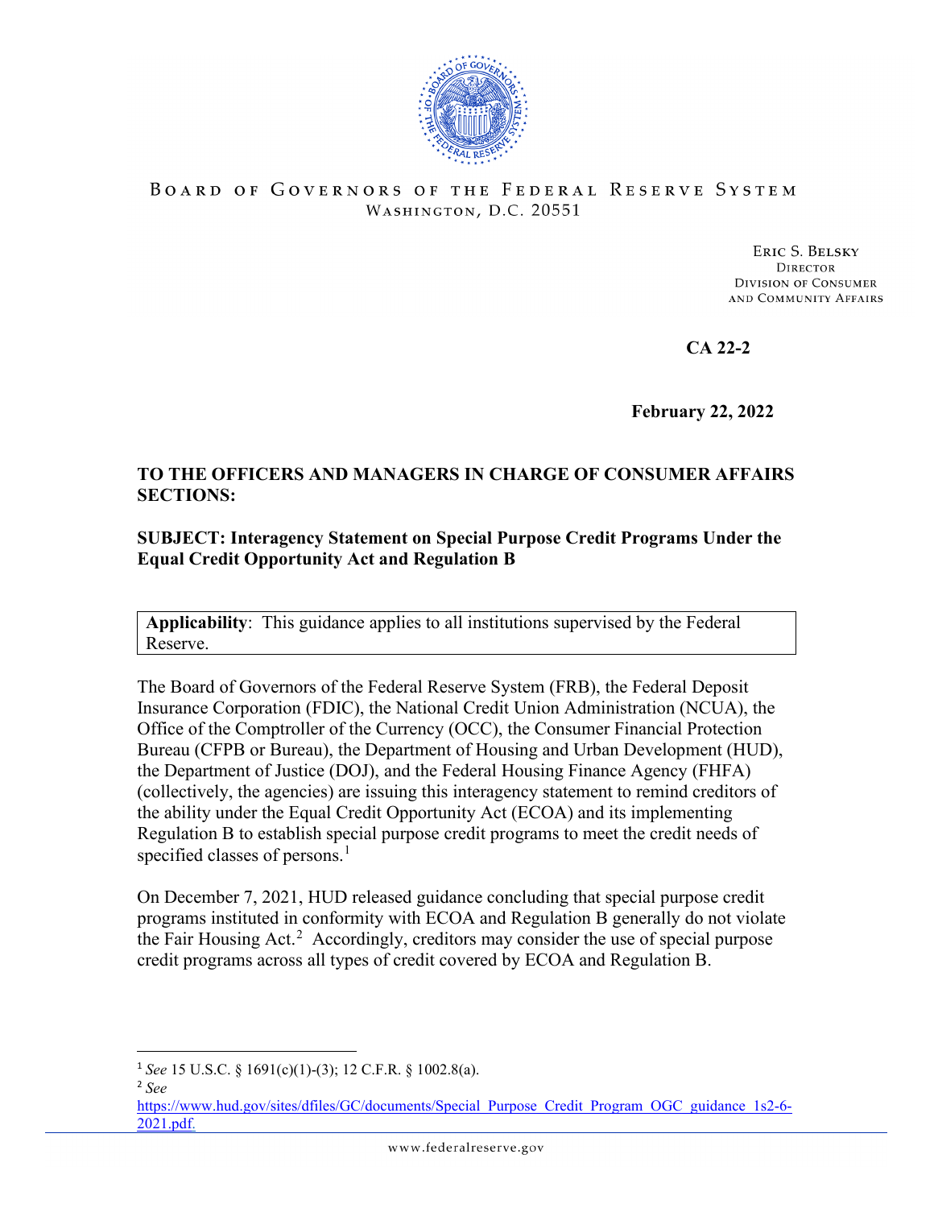BOARD OF GOVERNORS OF THE FEDERAL RESERVE SYSTEM
WASHINGTON, D.C. 20551

ERIC S. BELSKY
DIRECTOR
DIVISION OF CONSUMER
AND COMMUNITY AFFAIRS

**CA 22-2**

**February 22, 2022**

**TO THE OFFICERS AND MANAGERS IN CHARGE OF CONSUMER AFFAIRS SECTIONS:**

**SUBJECT: Interagency Statement on Special Purpose Credit Programs Under the Equal Credit Opportunity Act and Regulation B**

| **Applicability**: This guidance applies to all institutions supervised by the Federal Reserve. |
|---|

The Board of Governors of the Federal Reserve System (FRB), the Federal Deposit Insurance Corporation (FDIC), the National Credit Union Administration (NCUA), the Office of the Comptroller of the Currency (OCC), the Consumer Financial Protection Bureau (CFPB or Bureau), the Department of Housing and Urban Development (HUD), the Department of Justice (DOJ), and the Federal Housing Finance Agency (FHFA) (collectively, the agencies) are issuing this interagency statement to remind creditors of the ability under the Equal Credit Opportunity Act (ECOA) and its implementing Regulation B to establish special purpose credit programs to meet the credit needs of specified classes of persons.[1]

On December 7, 2021, HUD released guidance concluding that special purpose credit programs instituted in conformity with ECOA and Regulation B generally do not violate the Fair Housing Act.[2] Accordingly, creditors may consider the use of special purpose credit programs across all types of credit covered by ECOA and Regulation B.

[1] *See* 15 U.S.C. § 1691(c)(1)-(3); 12 C.F.R. § 1002.8(a).

[2] *See* https://www.hud.gov/sites/dfiles/GC/documents/Special_Purpose_Credit_Program_OGC_guidance_1s2-6-2021.pdf.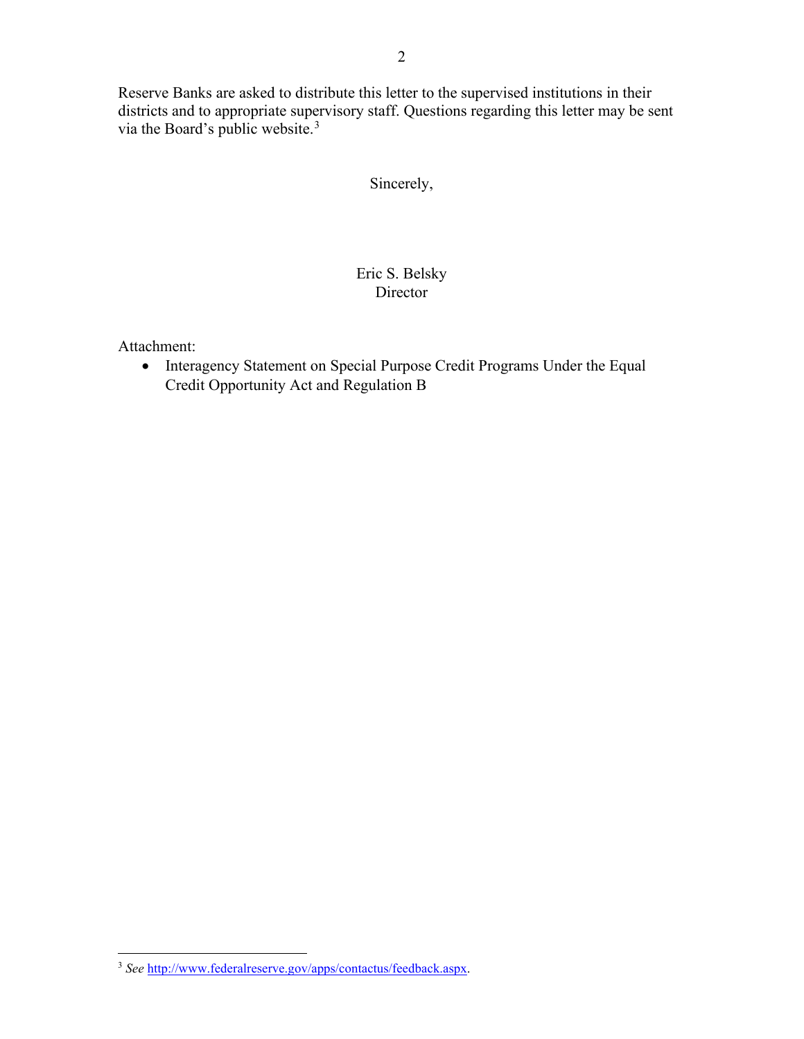Reserve Banks are asked to distribute this letter to the supervised institutions in their districts and to appropriate supervisory staff. Questions regarding this letter may be sent via the Board's public website.[3]

Sincerely,

Eric S. Belsky
Director

Attachment:

- Interagency Statement on Special Purpose Credit Programs Under the Equal Credit Opportunity Act and Regulation B

---

[3] *See* http://www.federalreserve.gov/apps/contactus/feedback.aspx.